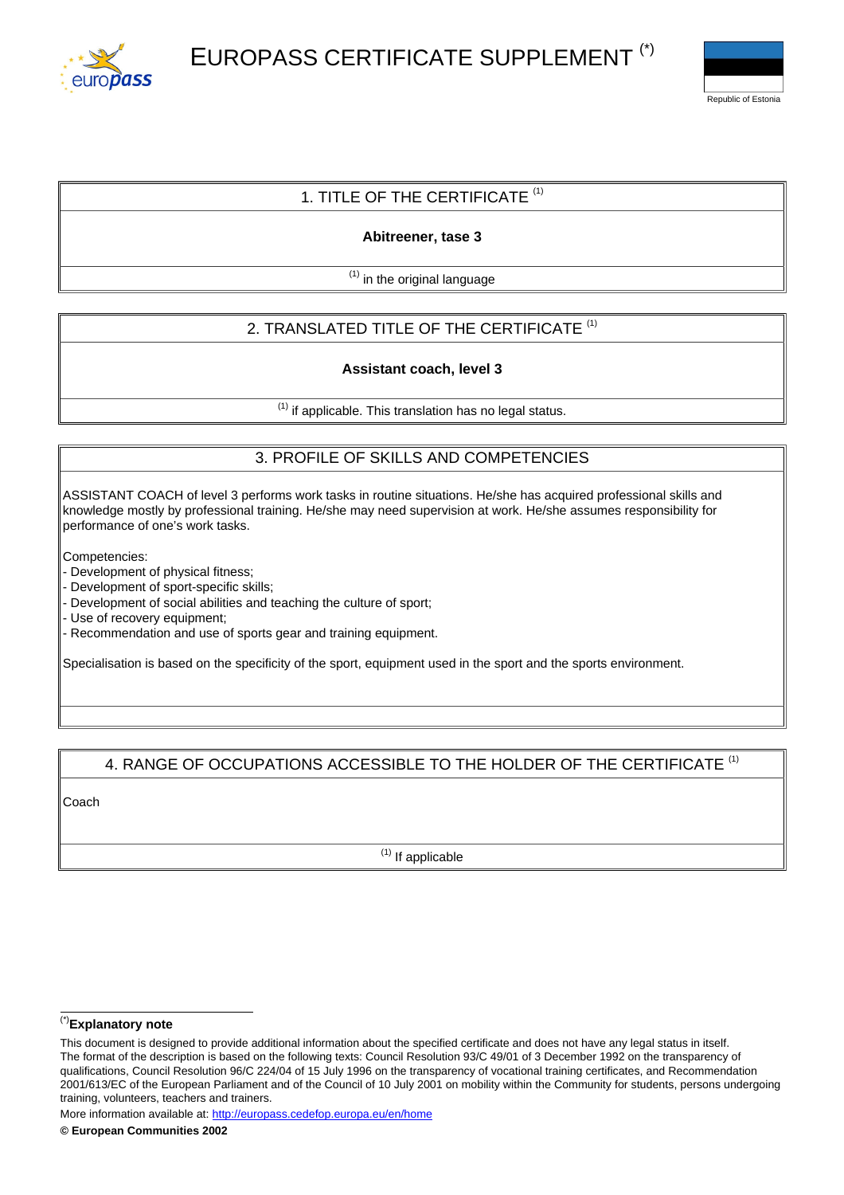# EUROPASS CERTIFICATE SUPPLEMENT [*]

Republic of Estonia

## 1. TITLE OF THE CERTIFICATE [1]

**Abitreener, tase 3**

[1] in the original language

## 2. TRANSLATED TITLE OF THE CERTIFICATE [1]

**Assistant coach, level 3**

[1] if applicable. This translation has no legal status.

## 3. PROFILE OF SKILLS AND COMPETENCIES

ASSISTANT COACH of level 3 performs work tasks in routine situations. He/she has acquired professional skills and knowledge mostly by professional training. He/she may need supervision at work. He/she assumes responsibility for performance of one's work tasks.

Competencies:
- Development of physical fitness;
- Development of sport-specific skills;
- Development of social abilities and teaching the culture of sport;
- Use of recovery equipment;
- Recommendation and use of sports gear and training equipment.

Specialisation is based on the specificity of the sport, equipment used in the sport and the sports environment.

## 4. RANGE OF OCCUPATIONS ACCESSIBLE TO THE HOLDER OF THE CERTIFICATE [1]

Coach

[1] If applicable

---

[*] **Explanatory note**

This document is designed to provide additional information about the specified certificate and does not have any legal status in itself. The format of the description is based on the following texts: Council Resolution 93/C 49/01 of 3 December 1992 on the transparency of qualifications, Council Resolution 96/C 224/04 of 15 July 1996 on the transparency of vocational training certificates, and Recommendation 2001/613/EC of the European Parliament and of the Council of 10 July 2001 on mobility within the Community for students, persons undergoing training, volunteers, teachers and trainers.

More information available at: http://europass.cedefop.europa.eu/en/home

**© European Communities 2002**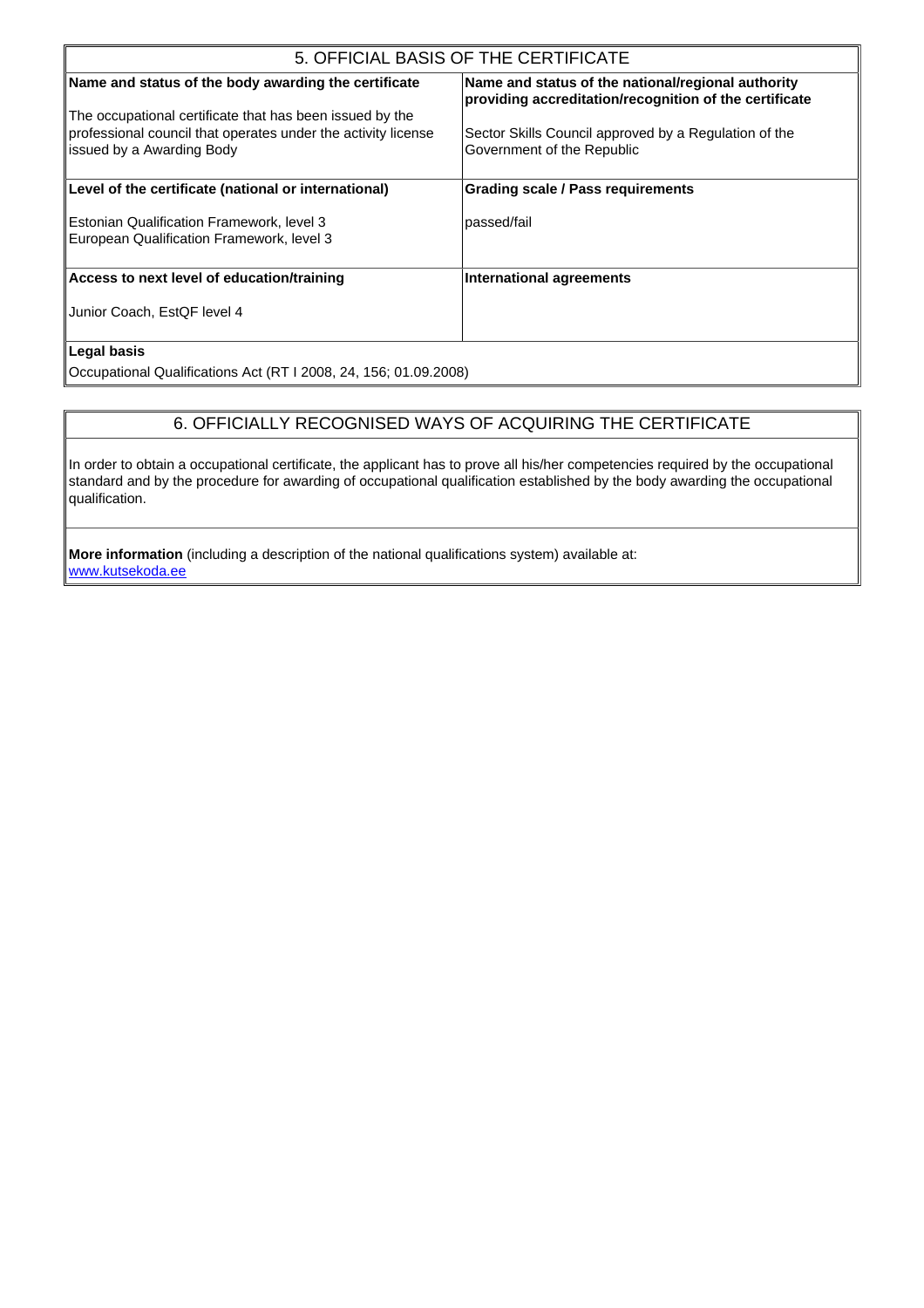## 5. OFFICIAL BASIS OF THE CERTIFICATE

| | |
|---|---|
| **Name and status of the body awarding the certificate**<br><br>The occupational certificate that has been issued by the professional council that operates under the activity license issued by a Awarding Body | **Name and status of the national/regional authority providing accreditation/recognition of the certificate**<br><br>Sector Skills Council approved by a Regulation of the Government of the Republic |
| **Level of the certificate (national or international)**<br><br>Estonian Qualification Framework, level 3<br>European Qualification Framework, level 3 | **Grading scale / Pass requirements**<br><br>passed/fail |
| **Access to next level of education/training**<br><br>Junior Coach, EstQF level 4 | **International agreements** |

**Legal basis**

Occupational Qualifications Act (RT I 2008, 24, 156; 01.09.2008)

## 6. OFFICIALLY RECOGNISED WAYS OF ACQUIRING THE CERTIFICATE

In order to obtain a occupational certificate, the applicant has to prove all his/her competencies required by the occupational standard and by the procedure for awarding of occupational qualification established by the body awarding the occupational qualification.

**More information** (including a description of the national qualifications system) available at:
[www.kutsekoda.ee](http://www.kutsekoda.ee)